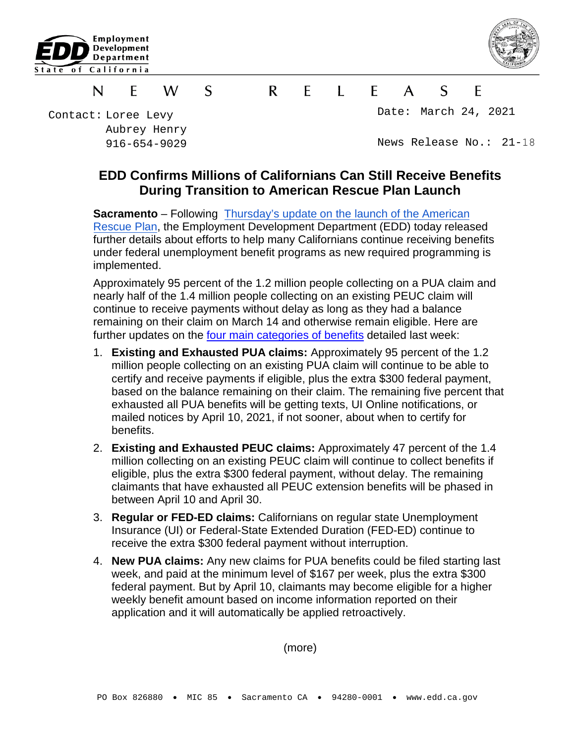Employment Development Department
State of California

NEWS RELEASE

Contact: Loree Levy
Aubrey Henry
916-654-9029

Date: March 24, 2021

News Release No.: 21-18

# EDD Confirms Millions of Californians Can Still Receive Benefits During Transition to American Rescue Plan Launch

**Sacramento** – Following [Thursday's update on the launch of the American Rescue Plan](), the Employment Development Department (EDD) today released further details about efforts to help many Californians continue receiving benefits under federal unemployment benefit programs as new required programming is implemented.

Approximately 95 percent of the 1.2 million people collecting on a PUA claim and nearly half of the 1.4 million people collecting on an existing PEUC claim will continue to receive payments without delay as long as they had a balance remaining on their claim on March 14 and otherwise remain eligible. Here are further updates on the [four main categories of benefits]() detailed last week:

1. **Existing and Exhausted PUA claims:** Approximately 95 percent of the 1.2 million people collecting on an existing PUA claim will continue to be able to certify and receive payments if eligible, plus the extra $300 federal payment, based on the balance remaining on their claim. The remaining five percent that exhausted all PUA benefits will be getting texts, UI Online notifications, or mailed notices by April 10, 2021, if not sooner, about when to certify for benefits.
2. **Existing and Exhausted PEUC claims:** Approximately 47 percent of the 1.4 million collecting on an existing PEUC claim will continue to collect benefits if eligible, plus the extra $300 federal payment, without delay. The remaining claimants that have exhausted all PEUC extension benefits will be phased in between April 10 and April 30.
3. **Regular or FED-ED claims:** Californians on regular state Unemployment Insurance (UI) or Federal-State Extended Duration (FED-ED) continue to receive the extra $300 federal payment without interruption.
4. **New PUA claims:** Any new claims for PUA benefits could be filed starting last week, and paid at the minimum level of $167 per week, plus the extra $300 federal payment. But by April 10, claimants may become eligible for a higher weekly benefit amount based on income information reported on their application and it will automatically be applied retroactively.

(more)

PO Box 826880 • MIC 85 • Sacramento CA • 94280-0001 • www.edd.ca.gov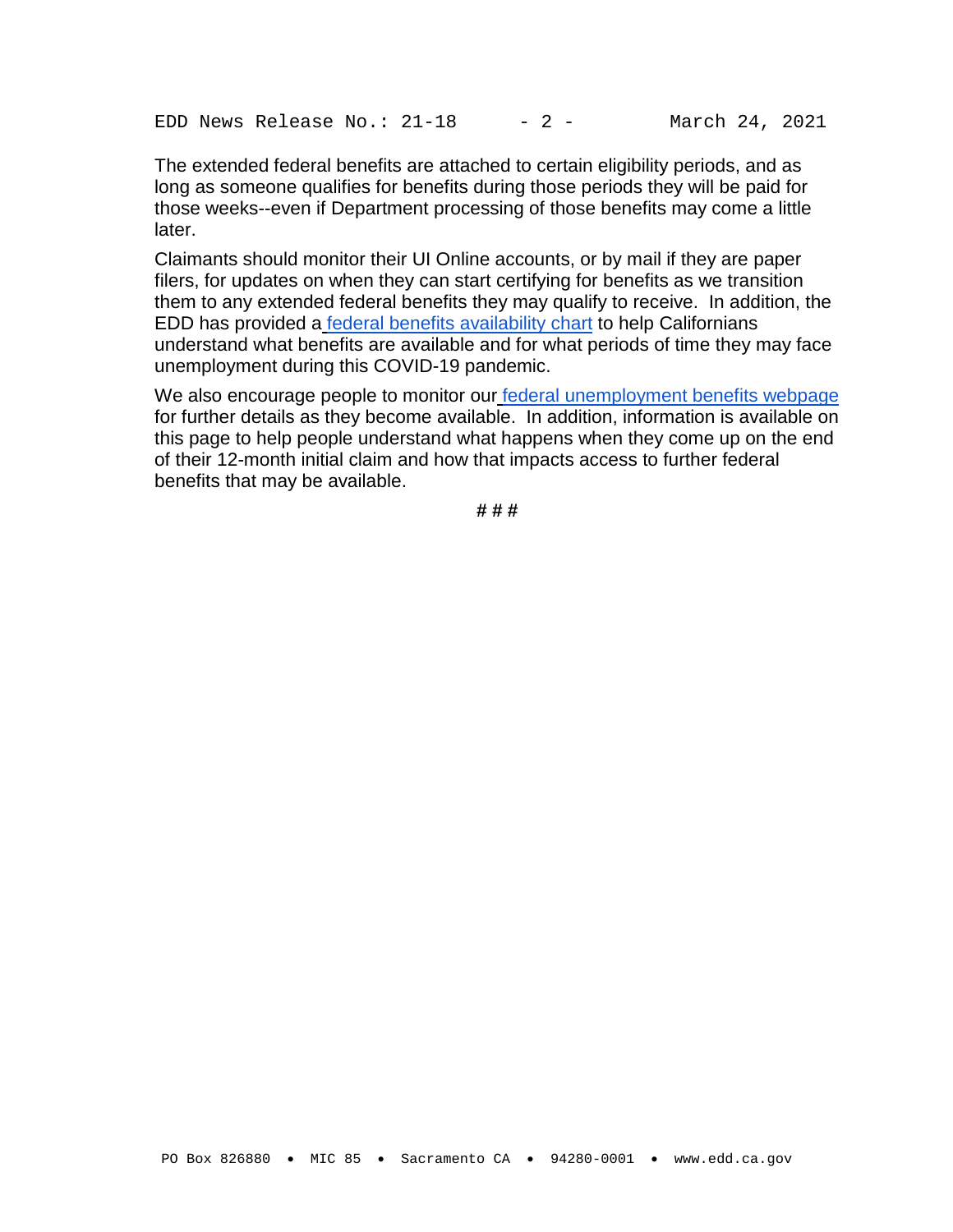The extended federal benefits are attached to certain eligibility periods, and as long as someone qualifies for benefits during those periods they will be paid for those weeks--even if Department processing of those benefits may come a little later.

Claimants should monitor their UI Online accounts, or by mail if they are paper filers, for updates on when they can start certifying for benefits as we transition them to any extended federal benefits they may qualify to receive. In addition, the EDD has provided a federal benefits availability chart to help Californians understand what benefits are available and for what periods of time they may face unemployment during this COVID-19 pandemic.

We also encourage people to monitor our federal unemployment benefits webpage for further details as they become available. In addition, information is available on this page to help people understand what happens when they come up on the end of their 12-month initial claim and how that impacts access to further federal benefits that may be available.

# # #